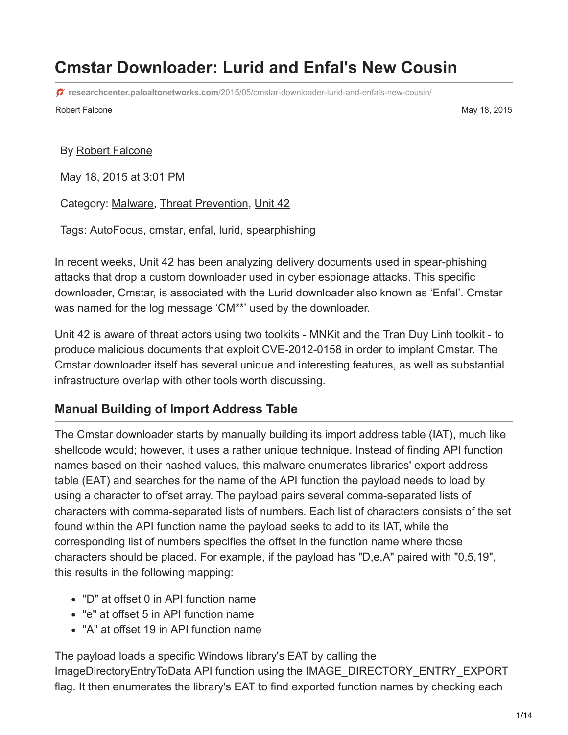# Cmstar Downloader: Lurid and Enfal's New Cousin

researchcenter.paloaltonetworks.com/2015/05/cmstar-downloader-lurid-and-enfals-new-cousin/

Robert Falcone

May 18, 2015

By Robert Falcone

May 18, 2015 at 3:01 PM

Category: Malware, Threat Prevention, Unit 42

Tags: AutoFocus, cmstar, enfal, lurid, spearphishing

In recent weeks, Unit 42 has been analyzing delivery documents used in spear-phishing attacks that drop a custom downloader used in cyber espionage attacks. This specific downloader, Cmstar, is associated with the Lurid downloader also known as 'Enfal'. Cmstar was named for the log message 'CM**' used by the downloader.

Unit 42 is aware of threat actors using two toolkits - MNKit and the Tran Duy Linh toolkit - to produce malicious documents that exploit CVE-2012-0158 in order to implant Cmstar. The Cmstar downloader itself has several unique and interesting features, as well as substantial infrastructure overlap with other tools worth discussing.

## Manual Building of Import Address Table

The Cmstar downloader starts by manually building its import address table (IAT), much like shellcode would; however, it uses a rather unique technique. Instead of finding API function names based on their hashed values, this malware enumerates libraries' export address table (EAT) and searches for the name of the API function the payload needs to load by using a character to offset array. The payload pairs several comma-separated lists of characters with comma-separated lists of numbers. Each list of characters consists of the set found within the API function name the payload seeks to add to its IAT, while the corresponding list of numbers specifies the offset in the function name where those characters should be placed. For example, if the payload has "D,e,A" paired with "0,5,19", this results in the following mapping:

- "D" at offset 0 in API function name
- "e" at offset 5 in API function name
- "A" at offset 19 in API function name

The payload loads a specific Windows library's EAT by calling the ImageDirectoryEntryToData API function using the IMAGE_DIRECTORY_ENTRY_EXPORT flag. It then enumerates the library's EAT to find exported function names by checking each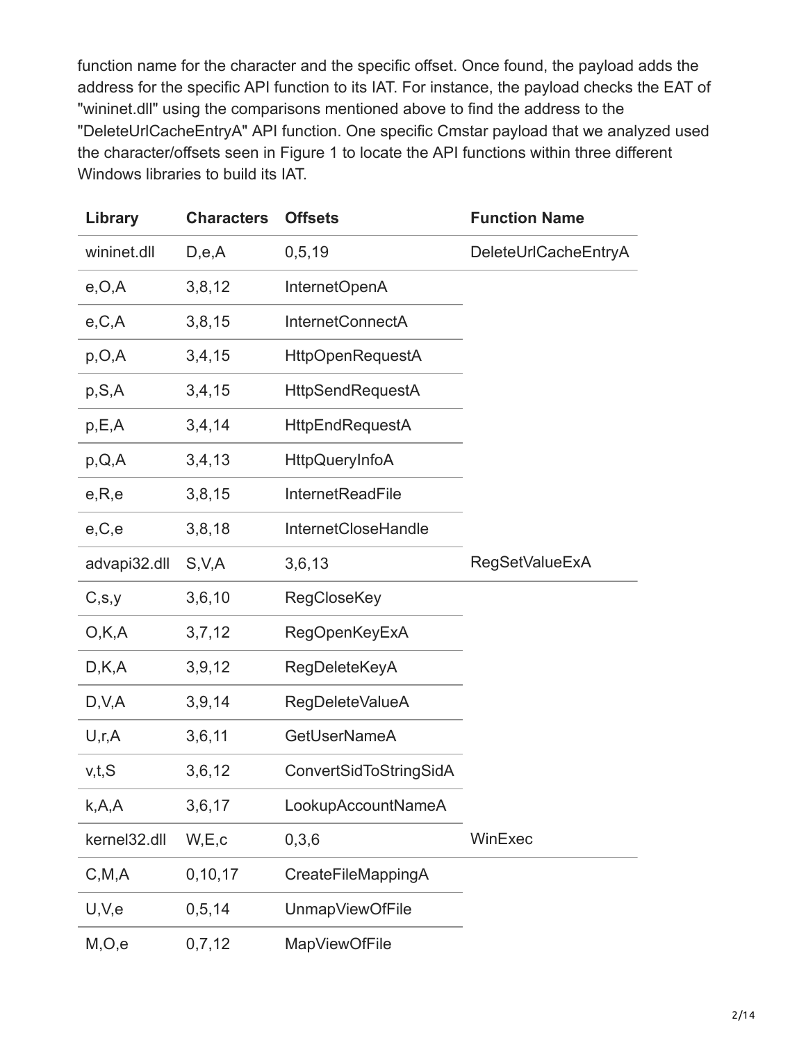function name for the character and the specific offset. Once found, the payload adds the address for the specific API function to its IAT. For instance, the payload checks the EAT of "wininet.dll" using the comparisons mentioned above to find the address to the "DeleteUrlCacheEntryA" API function. One specific Cmstar payload that we analyzed used the character/offsets seen in Figure 1 to locate the API functions within three different Windows libraries to build its IAT.

| Library | Characters | Offsets | Function Name |
|---|---|---|---|
| wininet.dll | D,e,A | 0,5,19 | DeleteUrlCacheEntryA |
| e,O,A | 3,8,12 | InternetOpenA | |
| e,C,A | 3,8,15 | InternetConnectA | |
| p,O,A | 3,4,15 | HttpOpenRequestA | |
| p,S,A | 3,4,15 | HttpSendRequestA | |
| p,E,A | 3,4,14 | HttpEndRequestA | |
| p,Q,A | 3,4,13 | HttpQueryInfoA | |
| e,R,e | 3,8,15 | InternetReadFile | |
| e,C,e | 3,8,18 | InternetCloseHandle | |
| advapi32.dll | S,V,A | 3,6,13 | RegSetValueExA |
| C,s,y | 3,6,10 | RegCloseKey | |
| O,K,A | 3,7,12 | RegOpenKeyExA | |
| D,K,A | 3,9,12 | RegDeleteKeyA | |
| D,V,A | 3,9,14 | RegDeleteValueA | |
| U,r,A | 3,6,11 | GetUserNameA | |
| v,t,S | 3,6,12 | ConvertSidToStringSidA | |
| k,A,A | 3,6,17 | LookupAccountNameA | |
| kernel32.dll | W,E,c | 0,3,6 | WinExec |
| C,M,A | 0,10,17 | CreateFileMappingA | |
| U,V,e | 0,5,14 | UnmapViewOfFile | |
| M,O,e | 0,7,12 | MapViewOfFile | |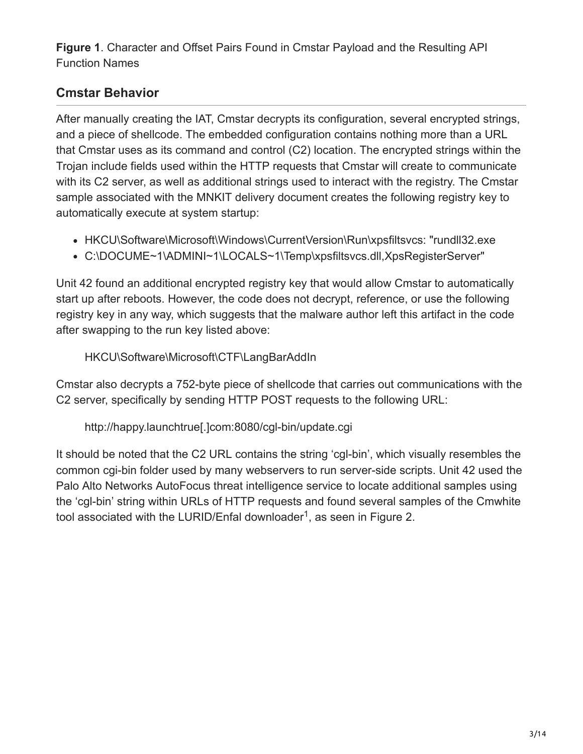**Figure 1**. Character and Offset Pairs Found in Cmstar Payload and the Resulting API Function Names

## Cmstar Behavior

After manually creating the IAT, Cmstar decrypts its configuration, several encrypted strings, and a piece of shellcode. The embedded configuration contains nothing more than a URL that Cmstar uses as its command and control (C2) location. The encrypted strings within the Trojan include fields used within the HTTP requests that Cmstar will create to communicate with its C2 server, as well as additional strings used to interact with the registry. The Cmstar sample associated with the MNKIT delivery document creates the following registry key to automatically execute at system startup:

- HKCU\Software\Microsoft\Windows\CurrentVersion\Run\xpsfiltsvcs: "rundll32.exe
- C:\DOCUME~1\ADMINI~1\LOCALS~1\Temp\xpsfiltsvcs.dll,XpsRegisterServer"

Unit 42 found an additional encrypted registry key that would allow Cmstar to automatically start up after reboots. However, the code does not decrypt, reference, or use the following registry key in any way, which suggests that the malware author left this artifact in the code after swapping to the run key listed above:

> HKCU\Software\Microsoft\CTF\LangBarAddIn

Cmstar also decrypts a 752-byte piece of shellcode that carries out communications with the C2 server, specifically by sending HTTP POST requests to the following URL:

> http://happy.launchtrue[.]com:8080/cgl-bin/update.cgi

It should be noted that the C2 URL contains the string 'cgl-bin', which visually resembles the common cgi-bin folder used by many webservers to run server-side scripts. Unit 42 used the Palo Alto Networks AutoFocus threat intelligence service to locate additional samples using the 'cgl-bin' string within URLs of HTTP requests and found several samples of the Cmwhite tool associated with the LURID/Enfal downloader[1], as seen in Figure 2.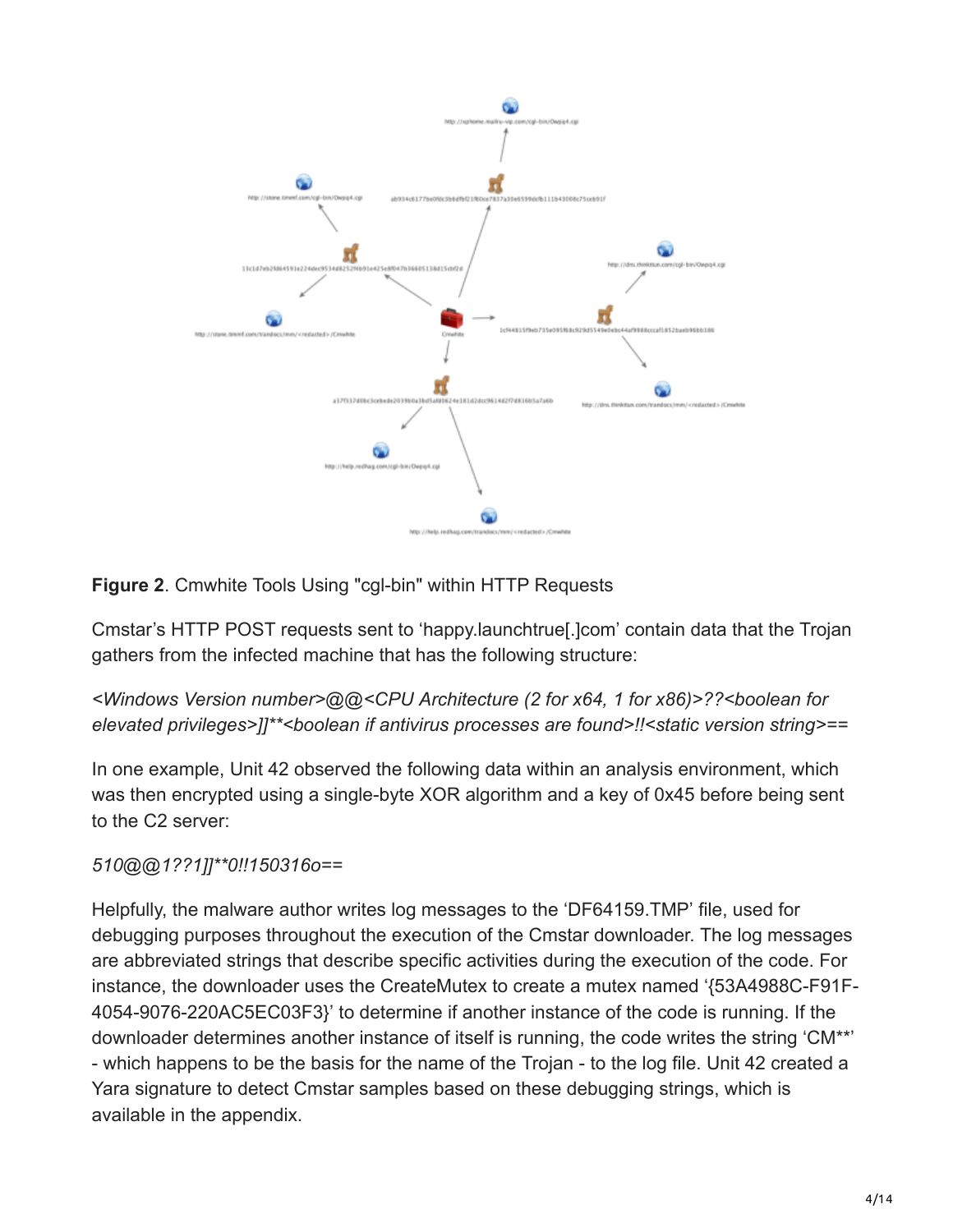**Figure 2**. Cmwhite Tools Using "cgl-bin" within HTTP Requests

Cmstar's HTTP POST requests sent to 'happy.launchtrue[.]com' contain data that the Trojan gathers from the infected machine that has the following structure:

*<Windows Version number>@@<CPU Architecture (2 for x64, 1 for x86)>??<boolean for elevated privileges>]]**<boolean if antivirus processes are found>!!<static version string>==*

In one example, Unit 42 observed the following data within an analysis environment, which was then encrypted using a single-byte XOR algorithm and a key of 0x45 before being sent to the C2 server:

*510@@1??1]]**0!!150316o==*

Helpfully, the malware author writes log messages to the 'DF64159.TMP' file, used for debugging purposes throughout the execution of the Cmstar downloader. The log messages are abbreviated strings that describe specific activities during the execution of the code. For instance, the downloader uses the CreateMutex to create a mutex named '{53A4988C-F91F-4054-9076-220AC5EC03F3}' to determine if another instance of the code is running. If the downloader determines another instance of itself is running, the code writes the string 'CM**' - which happens to be the basis for the name of the Trojan - to the log file. Unit 42 created a Yara signature to detect Cmstar samples based on these debugging strings, which is available in the appendix.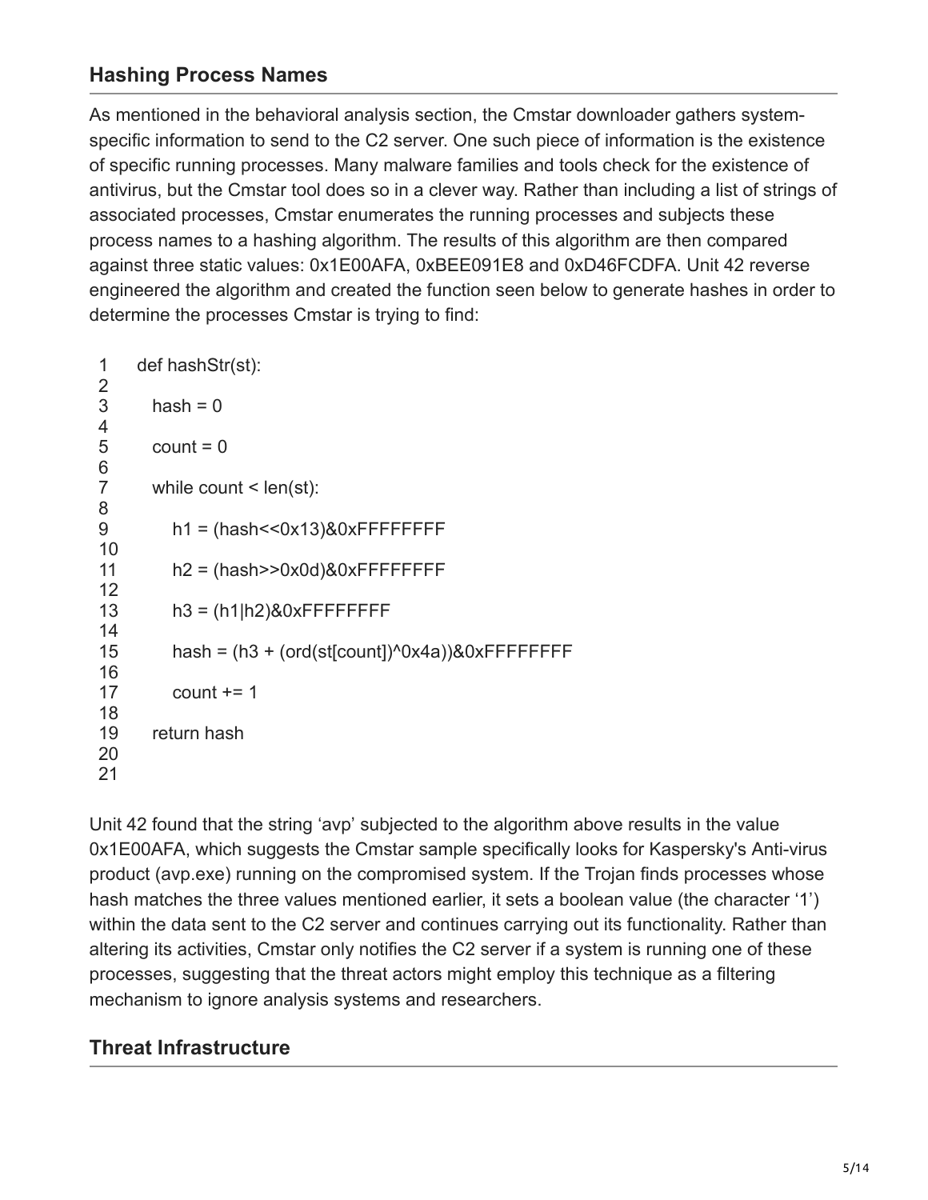## Hashing Process Names

As mentioned in the behavioral analysis section, the Cmstar downloader gathers system-specific information to send to the C2 server. One such piece of information is the existence of specific running processes. Many malware families and tools check for the existence of antivirus, but the Cmstar tool does so in a clever way. Rather than including a list of strings of associated processes, Cmstar enumerates the running processes and subjects these process names to a hashing algorithm. The results of this algorithm are then compared against three static values: 0x1E00AFA, 0xBEE091E8 and 0xD46FCDFA. Unit 42 reverse engineered the algorithm and created the function seen below to generate hashes in order to determine the processes Cmstar is trying to find:

```
def hashStr(st):

  hash = 0

  count = 0

  while count < len(st):

    h1 = (hash<<0x13)&0xFFFFFFFF

    h2 = (hash>>0x0d)&0xFFFFFFFF

    h3 = (h1|h2)&0xFFFFFFFF

    hash = (h3 + (ord(st[count])^0x4a))&0xFFFFFFFF

    count += 1

  return hash
```

Unit 42 found that the string 'avp' subjected to the algorithm above results in the value 0x1E00AFA, which suggests the Cmstar sample specifically looks for Kaspersky's Anti-virus product (avp.exe) running on the compromised system. If the Trojan finds processes whose hash matches the three values mentioned earlier, it sets a boolean value (the character '1') within the data sent to the C2 server and continues carrying out its functionality. Rather than altering its activities, Cmstar only notifies the C2 server if a system is running one of these processes, suggesting that the threat actors might employ this technique as a filtering mechanism to ignore analysis systems and researchers.

## Threat Infrastructure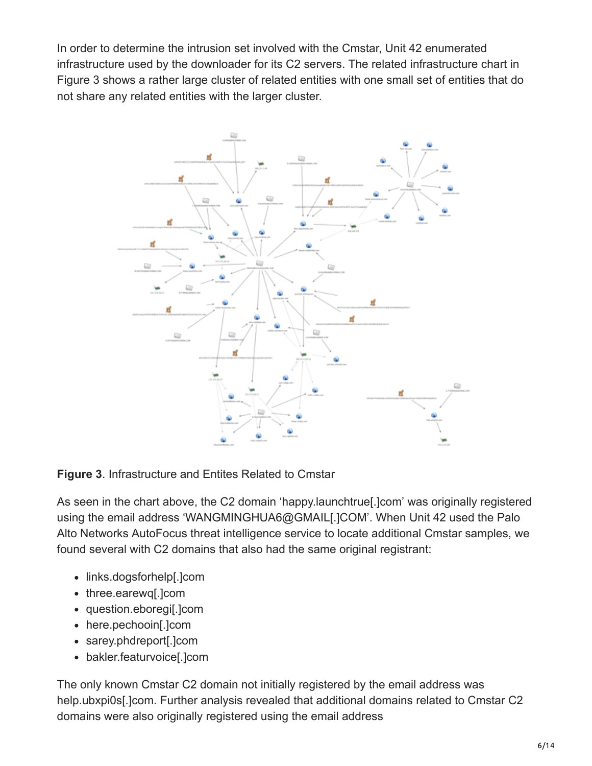In order to determine the intrusion set involved with the Cmstar, Unit 42 enumerated infrastructure used by the downloader for its C2 servers. The related infrastructure chart in Figure 3 shows a rather large cluster of related entities with one small set of entities that do not share any related entities with the larger cluster.

**Figure 3**. Infrastructure and Entites Related to Cmstar

As seen in the chart above, the C2 domain 'happy.launchtrue[.]com' was originally registered using the email address 'WANGMINGHUA6@GMAIL[.]COM'. When Unit 42 used the Palo Alto Networks AutoFocus threat intelligence service to locate additional Cmstar samples, we found several with C2 domains that also had the same original registrant:

- links.dogsforhelp[.]com
- three.earewq[.]com
- question.eboregi[.]com
- here.pechooin[.]com
- sarey.phdreport[.]com
- bakler.featurvoice[.]com

The only known Cmstar C2 domain not initially registered by the email address was help.ubxpi0s[.]com. Further analysis revealed that additional domains related to Cmstar C2 domains were also originally registered using the email address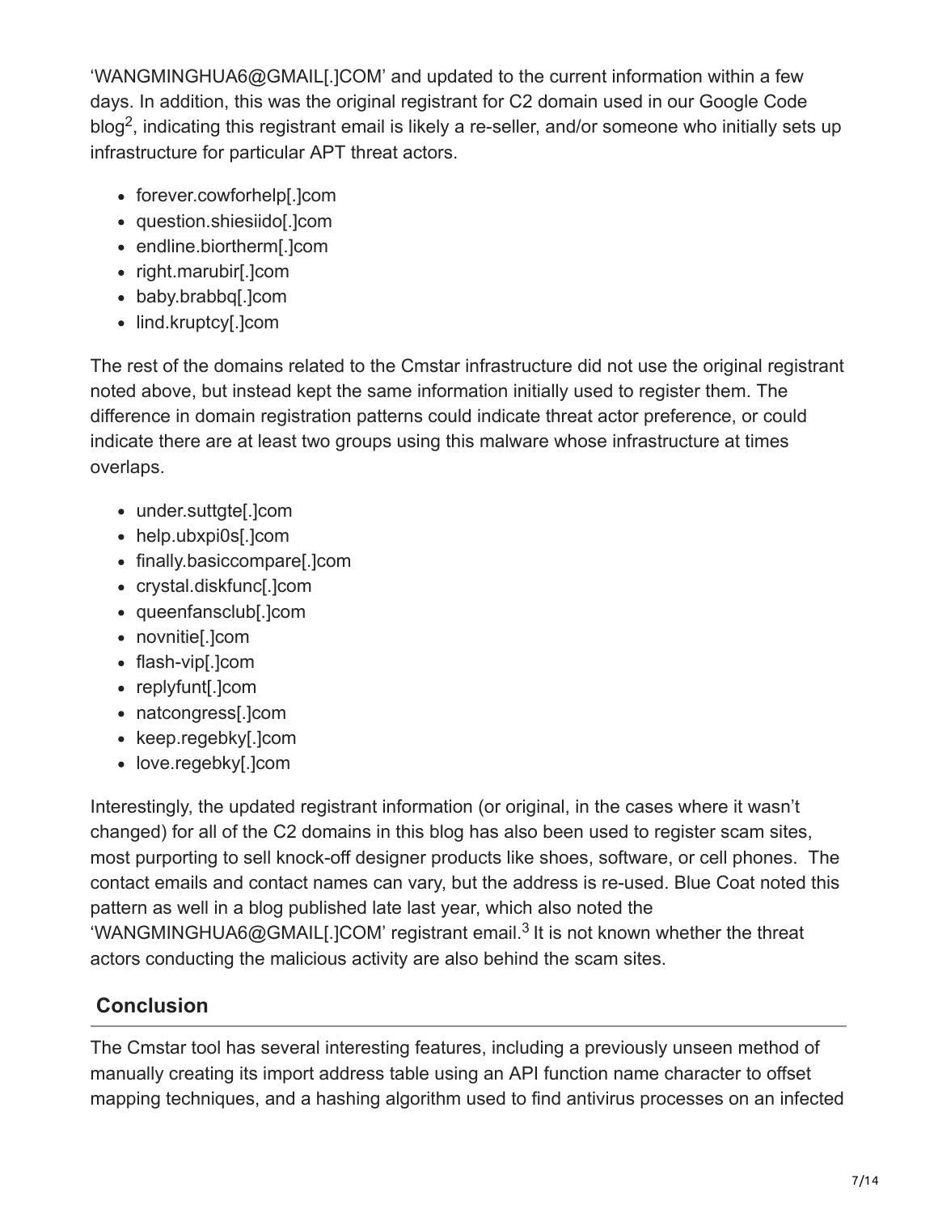‘WANGMINGHUA6@GMAIL[.]COM’ and updated to the current information within a few days. In addition, this was the original registrant for C2 domain used in our Google Code blog[2], indicating this registrant email is likely a re-seller, and/or someone who initially sets up infrastructure for particular APT threat actors.

- forever.cowforhelp[.]com
- question.shiesiido[.]com
- endline.biortherm[.]com
- right.marubir[.]com
- baby.brabbq[.]com
- lind.kruptcy[.]com

The rest of the domains related to the Cmstar infrastructure did not use the original registrant noted above, but instead kept the same information initially used to register them. The difference in domain registration patterns could indicate threat actor preference, or could indicate there are at least two groups using this malware whose infrastructure at times overlaps.

- under.suttgte[.]com
- help.ubxpi0s[.]com
- finally.basiccompare[.]com
- crystal.diskfunc[.]com
- queenfansclub[.]com
- novnitie[.]com
- flash-vip[.]com
- replyfunt[.]com
- natcongress[.]com
- keep.regebky[.]com
- love.regebky[.]com

Interestingly, the updated registrant information (or original, in the cases where it wasn’t changed) for all of the C2 domains in this blog has also been used to register scam sites, most purporting to sell knock-off designer products like shoes, software, or cell phones. The contact emails and contact names can vary, but the address is re-used. Blue Coat noted this pattern as well in a blog published late last year, which also noted the ‘WANGMINGHUA6@GMAIL[.]COM’ registrant email.[3] It is not known whether the threat actors conducting the malicious activity are also behind the scam sites.

## Conclusion

The Cmstar tool has several interesting features, including a previously unseen method of manually creating its import address table using an API function name character to offset mapping techniques, and a hashing algorithm used to find antivirus processes on an infected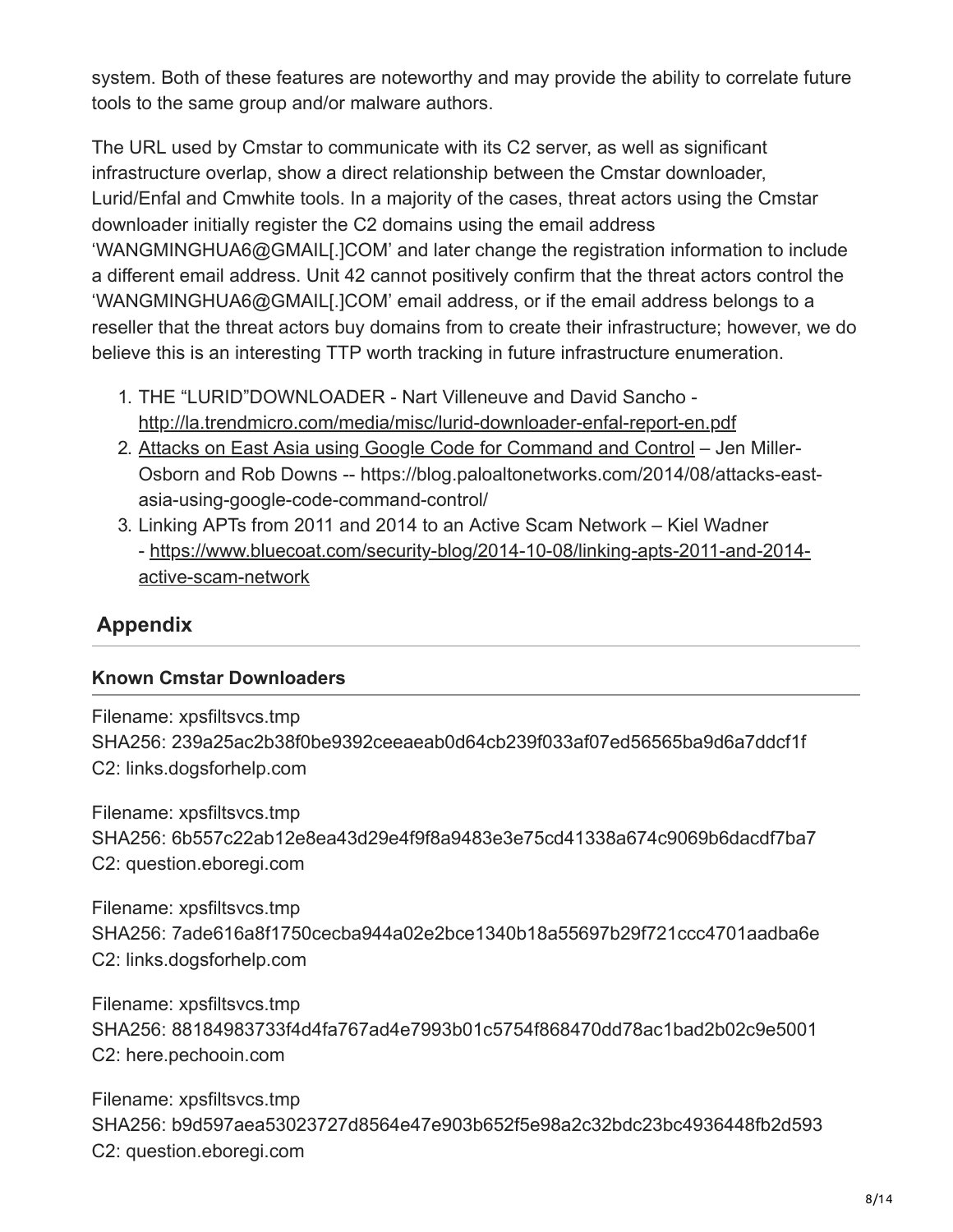system. Both of these features are noteworthy and may provide the ability to correlate future tools to the same group and/or malware authors.

The URL used by Cmstar to communicate with its C2 server, as well as significant infrastructure overlap, show a direct relationship between the Cmstar downloader, Lurid/Enfal and Cmwhite tools. In a majority of the cases, threat actors using the Cmstar downloader initially register the C2 domains using the email address 'WANGMINGHUA6@GMAIL[.]COM' and later change the registration information to include a different email address. Unit 42 cannot positively confirm that the threat actors control the 'WANGMINGHUA6@GMAIL[.]COM' email address, or if the email address belongs to a reseller that the threat actors buy domains from to create their infrastructure; however, we do believe this is an interesting TTP worth tracking in future infrastructure enumeration.

1. THE "LURID"DOWNLOADER - Nart Villeneuve and David Sancho - http://la.trendmicro.com/media/misc/lurid-downloader-enfal-report-en.pdf
2. Attacks on East Asia using Google Code for Command and Control – Jen Miller-Osborn and Rob Downs -- https://blog.paloaltonetworks.com/2014/08/attacks-east-asia-using-google-code-command-control/
3. Linking APTs from 2011 and 2014 to an Active Scam Network – Kiel Wadner - https://www.bluecoat.com/security-blog/2014-10-08/linking-apts-2011-and-2014-active-scam-network

## Appendix

### Known Cmstar Downloaders

Filename: xpsfiltsvcs.tmp
SHA256: 239a25ac2b38f0be9392ceeaeab0d64cb239f033af07ed56565ba9d6a7ddcf1f
C2: links.dogsforhelp.com

Filename: xpsfiltsvcs.tmp
SHA256: 6b557c22ab12e8ea43d29e4f9f8a9483e3e75cd41338a674c9069b6dacdf7ba7
C2: question.eboregi.com

Filename: xpsfiltsvcs.tmp
SHA256: 7ade616a8f1750cecba944a02e2bce1340b18a55697b29f721ccc4701aadba6e
C2: links.dogsforhelp.com

Filename: xpsfiltsvcs.tmp
SHA256: 88184983733f4d4fa767ad4e7993b01c5754f868470dd78ac1bad2b02c9e5001
C2: here.pechooin.com

Filename: xpsfiltsvcs.tmp
SHA256: b9d597aea53023727d8564e47e903b652f5e98a2c32bdc23bc4936448fb2d593
C2: question.eboregi.com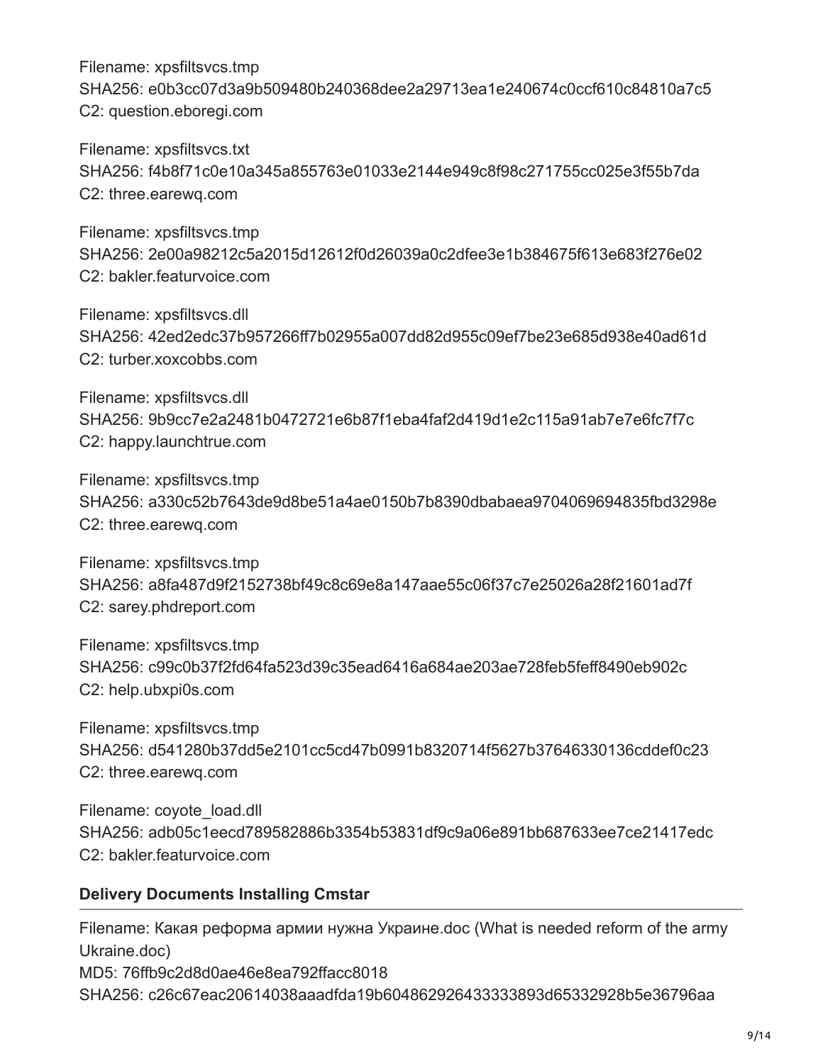Filename: xpsfiltsvcs.tmp
SHA256: e0b3cc07d3a9b509480b240368dee2a29713ea1e240674c0ccf610c84810a7c5
C2: question.eboregi.com

Filename: xpsfiltsvcs.txt
SHA256: f4b8f71c0e10a345a855763e01033e2144e949c8f98c271755cc025e3f55b7da
C2: three.earewq.com

Filename: xpsfiltsvcs.tmp
SHA256: 2e00a98212c5a2015d12612f0d26039a0c2dfee3e1b384675f613e683f276e02
C2: bakler.featurvoice.com

Filename: xpsfiltsvcs.dll
SHA256: 42ed2edc37b957266ff7b02955a007dd82d955c09ef7be23e685d938e40ad61d
C2: turber.xoxcobbs.com

Filename: xpsfiltsvcs.dll
SHA256: 9b9cc7e2a2481b0472721e6b87f1eba4faf2d419d1e2c115a91ab7e7e6fc7f7c
C2: happy.launchtrue.com

Filename: xpsfiltsvcs.tmp
SHA256: a330c52b7643de9d8be51a4ae0150b7b8390dbabaea9704069694835fbd3298e
C2: three.earewq.com

Filename: xpsfiltsvcs.tmp
SHA256: a8fa487d9f2152738bf49c8c69e8a147aae55c06f37c7e25026a28f21601ad7f
C2: sarey.phdreport.com

Filename: xpsfiltsvcs.tmp
SHA256: c99c0b37f2fd64fa523d39c35ead6416a684ae203ae728feb5feff8490eb902c
C2: help.ubxpi0s.com

Filename: xpsfiltsvcs.tmp
SHA256: d541280b37dd5e2101cc5cd47b0991b8320714f5627b37646330136cddef0c23
C2: three.earewq.com

Filename: coyote_load.dll
SHA256: adb05c1eecd789582886b3354b53831df9c9a06e891bb687633ee7ce21417edc
C2: bakler.featurvoice.com

### Delivery Documents Installing Cmstar

Filename: Какая реформа армии нужна Украине.doc (What is needed reform of the army Ukraine.doc)
MD5: 76ffb9c2d8d0ae46e8ea792ffacc8018
SHA256: c26c67eac20614038aaadfda19b604862926433333893d65332928b5e36796aa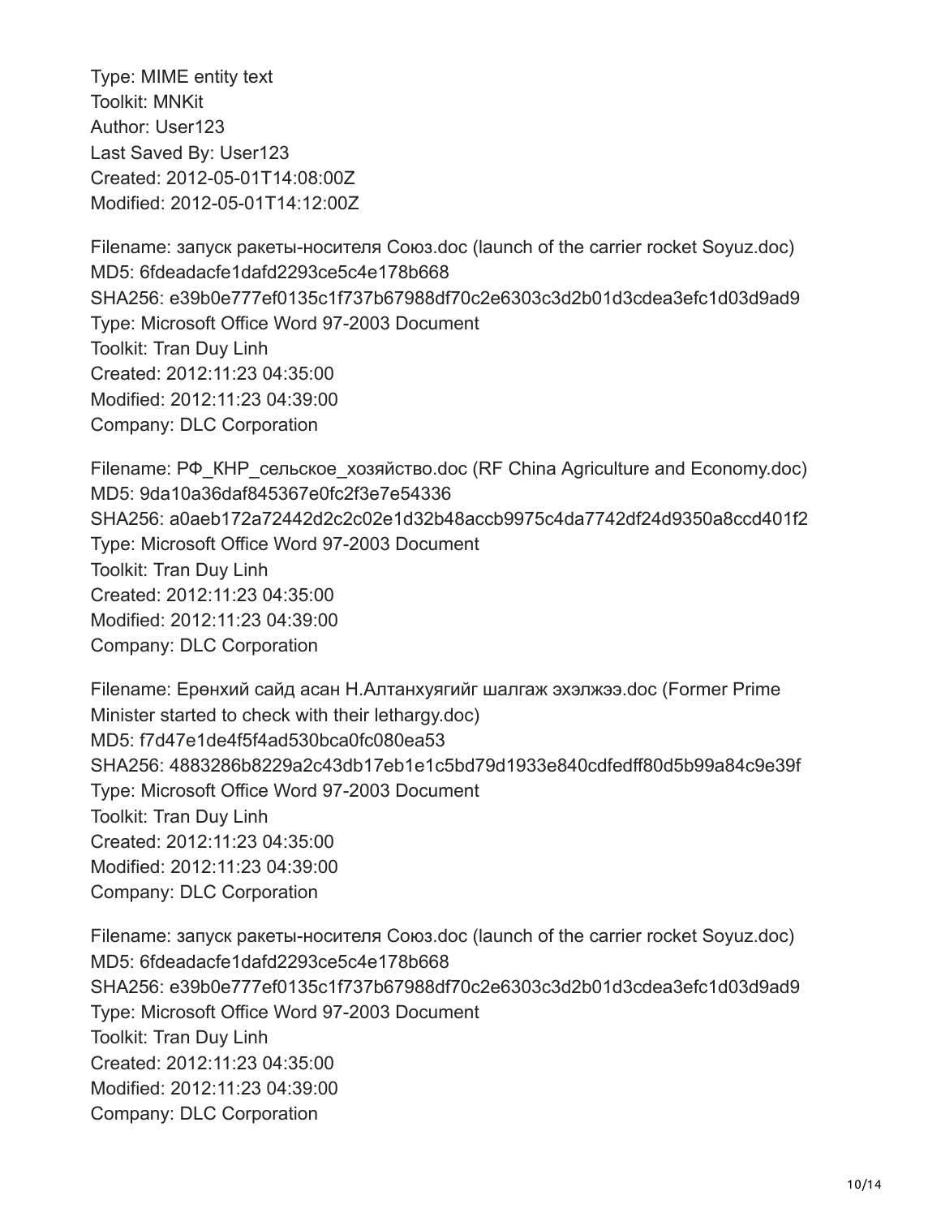Type: MIME entity text
Toolkit: MNKit
Author: User123
Last Saved By: User123
Created: 2012-05-01T14:08:00Z
Modified: 2012-05-01T14:12:00Z

Filename: запуск ракеты-носителя Союз.doc (launch of the carrier rocket Soyuz.doc)
MD5: 6fdeadacfe1dafd2293ce5c4e178b668
SHA256: e39b0e777ef0135c1f737b67988df70c2e6303c3d2b01d3cdea3efc1d03d9ad9
Type: Microsoft Office Word 97-2003 Document
Toolkit: Tran Duy Linh
Created: 2012:11:23 04:35:00
Modified: 2012:11:23 04:39:00
Company: DLC Corporation

Filename: РФ_КНР_сельское_хозяйство.doc (RF China Agriculture and Economy.doc)
MD5: 9da10a36daf845367e0fc2f3e7e54336
SHA256: a0aeb172a72442d2c2c02e1d32b48accb9975c4da7742df24d9350a8ccd401f2
Type: Microsoft Office Word 97-2003 Document
Toolkit: Tran Duy Linh
Created: 2012:11:23 04:35:00
Modified: 2012:11:23 04:39:00
Company: DLC Corporation

Filename: Ерөнхий сайд асан Н.Алтанхуягийг шалгаж эхэлжээ.doc (Former Prime Minister started to check with their lethargy.doc)
MD5: f7d47e1de4f5f4ad530bca0fc080ea53
SHA256: 4883286b8229a2c43db17eb1e1c5bd79d1933e840cdfedff80d5b99a84c9e39f
Type: Microsoft Office Word 97-2003 Document
Toolkit: Tran Duy Linh
Created: 2012:11:23 04:35:00
Modified: 2012:11:23 04:39:00
Company: DLC Corporation

Filename: запуск ракеты-носителя Союз.doc (launch of the carrier rocket Soyuz.doc)
MD5: 6fdeadacfe1dafd2293ce5c4e178b668
SHA256: e39b0e777ef0135c1f737b67988df70c2e6303c3d2b01d3cdea3efc1d03d9ad9
Type: Microsoft Office Word 97-2003 Document
Toolkit: Tran Duy Linh
Created: 2012:11:23 04:35:00
Modified: 2012:11:23 04:39:00
Company: DLC Corporation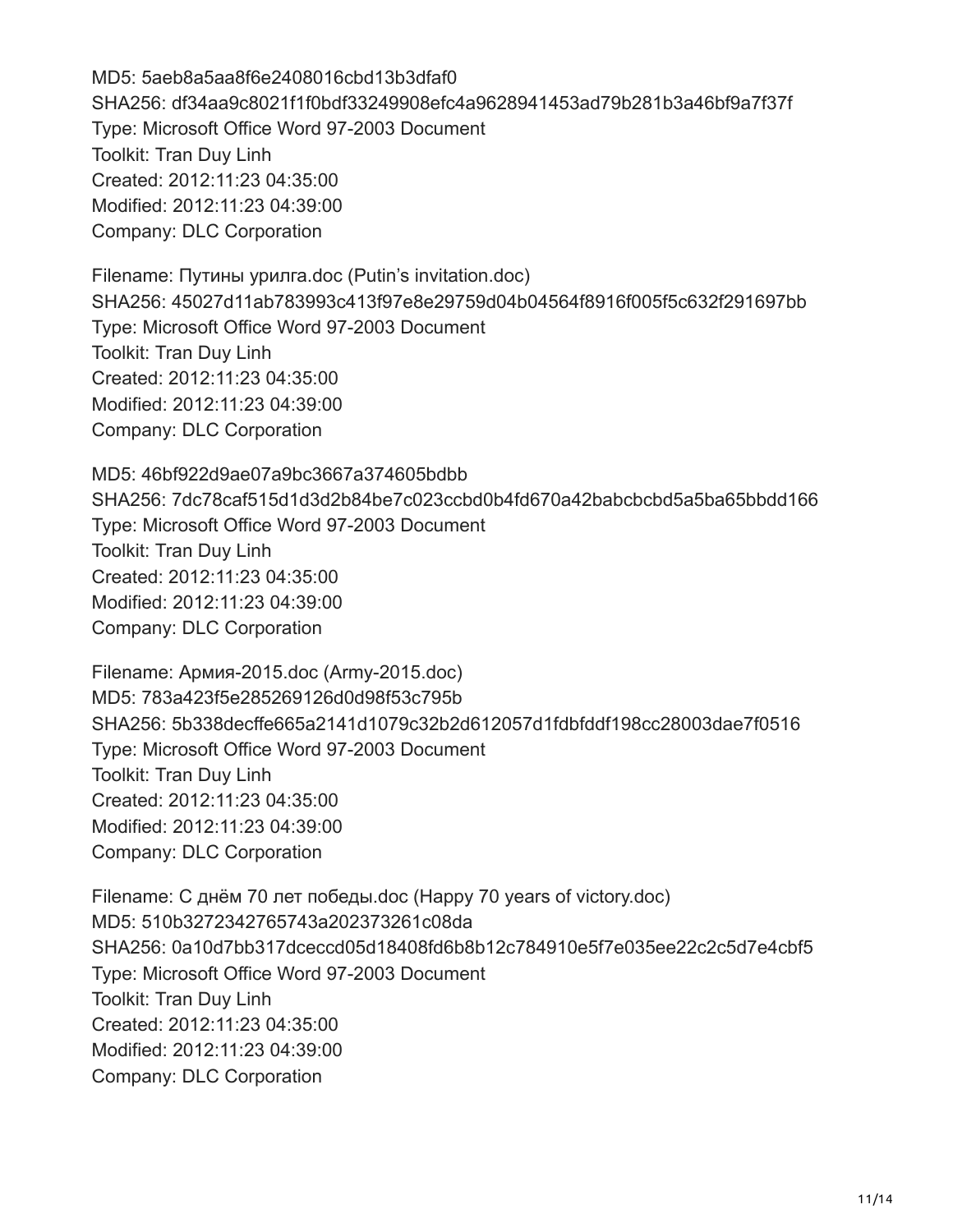MD5: 5aeb8a5aa8f6e2408016cbd13b3dfaf0  
SHA256: df34aa9c8021f1f0bdf33249908efc4a9628941453ad79b281b3a46bf9a7f37f  
Type: Microsoft Office Word 97-2003 Document  
Toolkit: Tran Duy Linh  
Created: 2012:11:23 04:35:00  
Modified: 2012:11:23 04:39:00  
Company: DLC Corporation

Filename: Путины урилга.doc (Putin's invitation.doc)  
SHA256: 45027d11ab783993c413f97e8e29759d04b04564f8916f005f5c632f291697bb  
Type: Microsoft Office Word 97-2003 Document  
Toolkit: Tran Duy Linh  
Created: 2012:11:23 04:35:00  
Modified: 2012:11:23 04:39:00  
Company: DLC Corporation

MD5: 46bf922d9ae07a9bc3667a374605bdbb  
SHA256: 7dc78caf515d1d3d2b84be7c023ccbd0b4fd670a42babcbcbd5a5ba65bbdd166  
Type: Microsoft Office Word 97-2003 Document  
Toolkit: Tran Duy Linh  
Created: 2012:11:23 04:35:00  
Modified: 2012:11:23 04:39:00  
Company: DLC Corporation

Filename: Армия-2015.doc (Army-2015.doc)  
MD5: 783a423f5e285269126d0d98f53c795b  
SHA256: 5b338decffe665a2141d1079c32b2d612057d1fdbfddf198cc28003dae7f0516  
Type: Microsoft Office Word 97-2003 Document  
Toolkit: Tran Duy Linh  
Created: 2012:11:23 04:35:00  
Modified: 2012:11:23 04:39:00  
Company: DLC Corporation

Filename: С днём 70 лет победы.doc (Happy 70 years of victory.doc)  
MD5: 510b3272342765743a202373261c08da  
SHA256: 0a10d7bb317dceccd05d18408fd6b8b12c784910e5f7e035ee22c2c5d7e4cbf5  
Type: Microsoft Office Word 97-2003 Document  
Toolkit: Tran Duy Linh  
Created: 2012:11:23 04:35:00  
Modified: 2012:11:23 04:39:00  
Company: DLC Corporation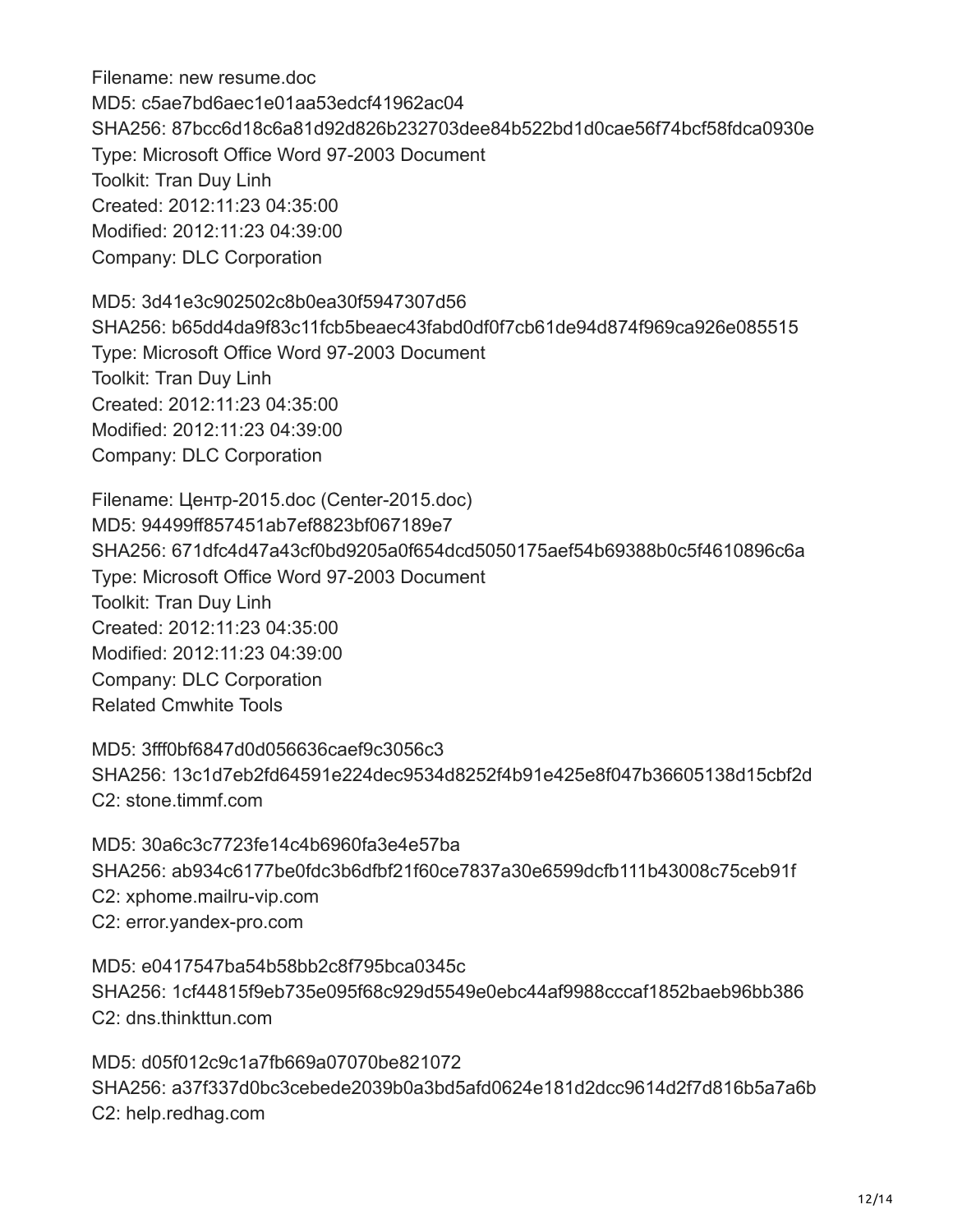Filename: new resume.doc
MD5: c5ae7bd6aec1e01aa53edcf41962ac04
SHA256: 87bcc6d18c6a81d92d826b232703dee84b522bd1d0cae56f74bcf58fdca0930e
Type: Microsoft Office Word 97-2003 Document
Toolkit: Tran Duy Linh
Created: 2012:11:23 04:35:00
Modified: 2012:11:23 04:39:00
Company: DLC Corporation

MD5: 3d41e3c902502c8b0ea30f5947307d56
SHA256: b65dd4da9f83c11fcb5beaec43fabd0df0f7cb61de94d874f969ca926e085515
Type: Microsoft Office Word 97-2003 Document
Toolkit: Tran Duy Linh
Created: 2012:11:23 04:35:00
Modified: 2012:11:23 04:39:00
Company: DLC Corporation

Filename: Центр-2015.doc (Center-2015.doc)
MD5: 94499ff857451ab7ef8823bf067189e7
SHA256: 671dfc4d47a43cf0bd9205a0f654dcd5050175aef54b69388b0c5f4610896c6a
Type: Microsoft Office Word 97-2003 Document
Toolkit: Tran Duy Linh
Created: 2012:11:23 04:35:00
Modified: 2012:11:23 04:39:00
Company: DLC Corporation
Related Cmwhite Tools

MD5: 3fff0bf6847d0d056636caef9c3056c3
SHA256: 13c1d7eb2fd64591e224dec9534d8252f4b91e425e8f047b36605138d15cbf2d
C2: stone.timmf.com

MD5: 30a6c3c7723fe14c4b6960fa3e4e57ba
SHA256: ab934c6177be0fdc3b6dfbf21f60ce7837a30e6599dcfb111b43008c75ceb91f
C2: xphome.mailru-vip.com
C2: error.yandex-pro.com

MD5: e0417547ba54b58bb2c8f795bca0345c
SHA256: 1cf44815f9eb735e095f68c929d5549e0ebc44af9988cccaf1852baeb96bb386
C2: dns.thinkttun.com

MD5: d05f012c9c1a7fb669a07070be821072
SHA256: a37f337d0bc3cebede2039b0a3bd5afd0624e181d2dcc9614d2f7d816b5a7a6b
C2: help.redhag.com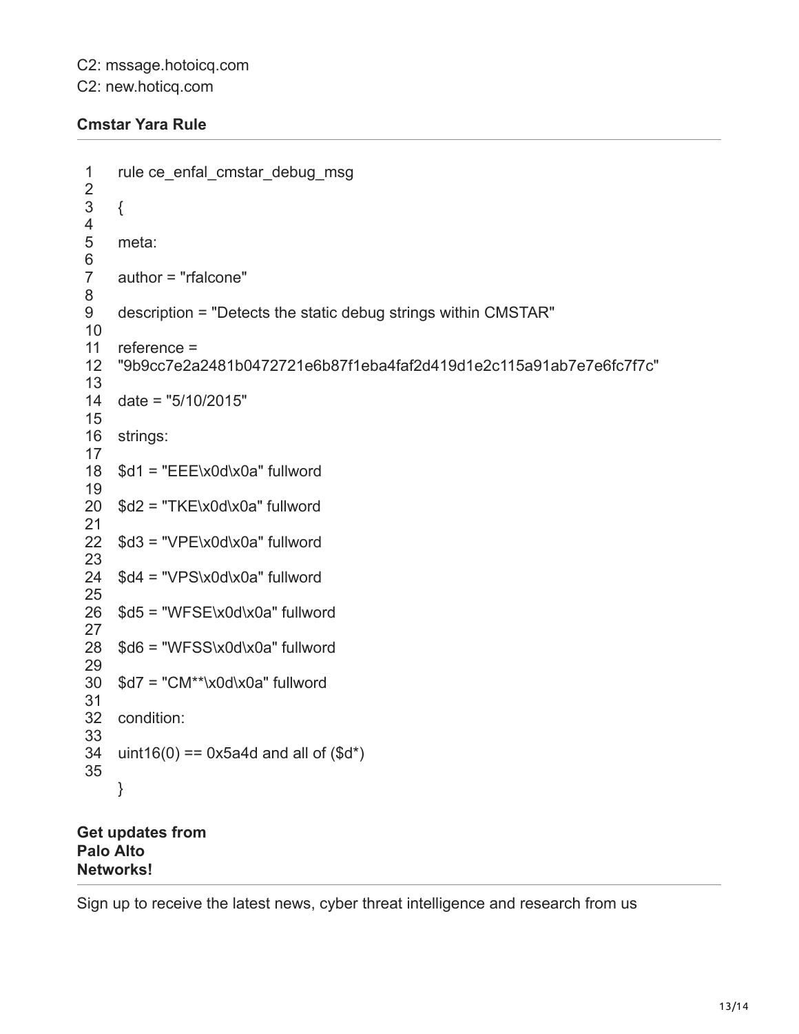C2: mssage.hotoicq.com

C2: new.hoticq.com

**Cmstar Yara Rule**

```
rule ce_enfal_cmstar_debug_msg

{

meta:

author = "rfalcone"

description = "Detects the static debug strings within CMSTAR"

reference =
"9b9cc7e2a2481b0472721e6b87f1eba4faf2d419d1e2c115a91ab7e7e6fc7f7c"

date = "5/10/2015"

strings:

$d1 = "EEE\x0d\x0a" fullword

$d2 = "TKE\x0d\x0a" fullword

$d3 = "VPE\x0d\x0a" fullword

$d4 = "VPS\x0d\x0a" fullword

$d5 = "WFSE\x0d\x0a" fullword

$d6 = "WFSS\x0d\x0a" fullword

$d7 = "CM**\x0d\x0a" fullword

condition:

uint16(0) == 0x5a4d and all of ($d*)

}
```

**Get updates from Palo Alto Networks!**

Sign up to receive the latest news, cyber threat intelligence and research from us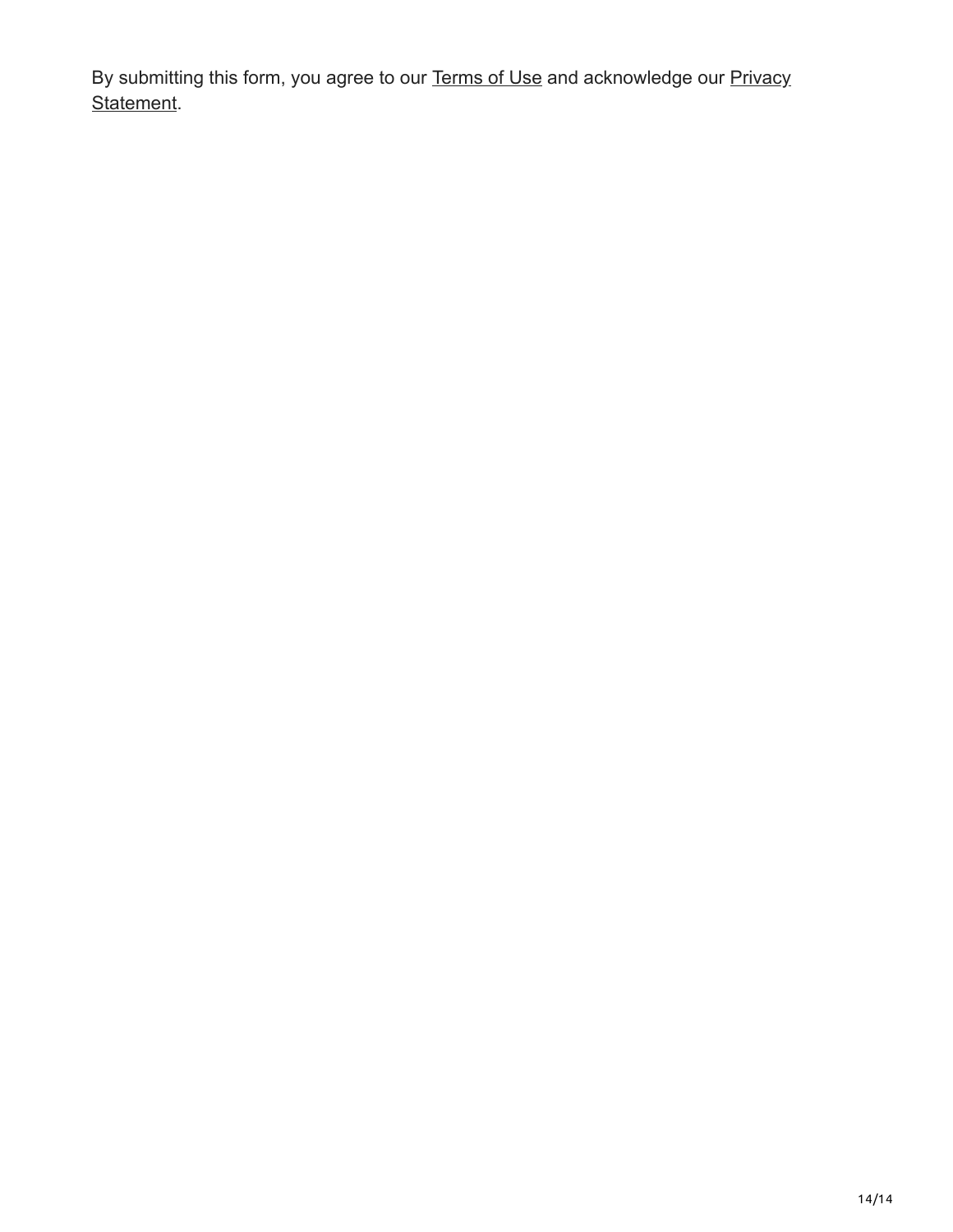By submitting this form, you agree to our Terms of Use and acknowledge our Privacy Statement.